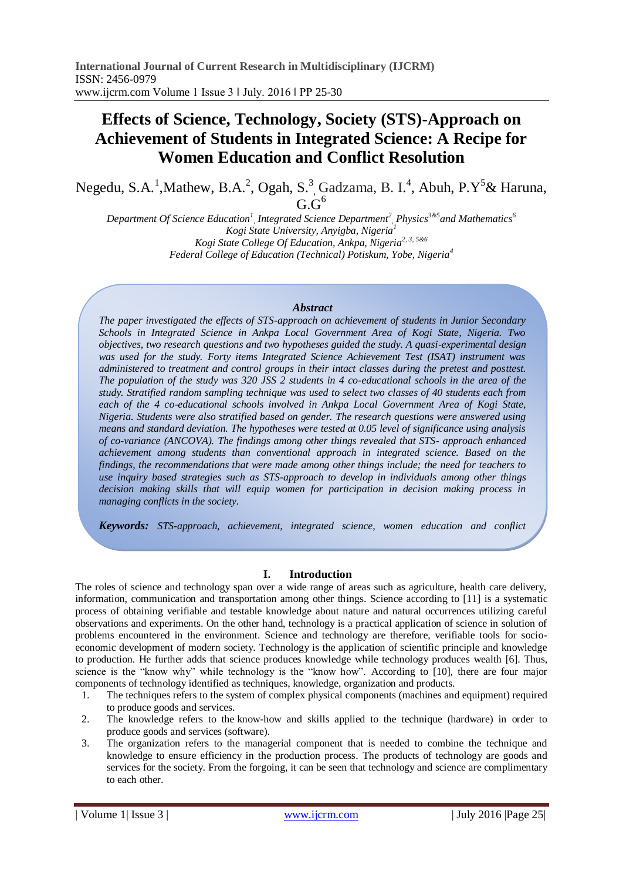# Effects of Science, Technology, Society (STS)-Approach on Achievement of Students in Integrated Science: A Recipe for Women Education and Conflict Resolution

Negedu, S.A.[1], Mathew, B.A.[2], Ogah, S.[3], Gadzama, B. I.[4], Abuh, P.Y[5] & Haruna, G.G[6]

*Department Of Science Education[1], Integrated Science Department[2], Physics[3&5] and Mathematics[6]*
*Kogi State University, Anyigba, Nigeria[1]*
*Kogi State College Of Education, Ankpa, Nigeria[2, 3, 5&6]*
*Federal College of Education (Technical) Potiskum, Yobe, Nigeria[4]*

***Abstract***

*The paper investigated the effects of STS-approach on achievement of students in Junior Secondary Schools in Integrated Science in Ankpa Local Government Area of Kogi State, Nigeria. Two objectives, two research questions and two hypotheses guided the study. A quasi-experimental design was used for the study. Forty items Integrated Science Achievement Test (ISAT) instrument was administered to treatment and control groups in their intact classes during the pretest and posttest. The population of the study was 320 JSS 2 students in 4 co-educational schools in the area of the study. Stratified random sampling technique was used to select two classes of 40 students each from each of the 4 co-educational schools involved in Ankpa Local Government Area of Kogi State, Nigeria. Students were also stratified based on gender. The research questions were answered using means and standard deviation. The hypotheses were tested at 0.05 level of significance using analysis of co-variance (ANCOVA). The findings among other things revealed that STS- approach enhanced achievement among students than conventional approach in integrated science. Based on the findings, the recommendations that were made among other things include; the need for teachers to use inquiry based strategies such as STS-approach to develop in individuals among other things decision making skills that will equip women for participation in decision making process in managing conflicts in the society.*

***Keywords:*** *STS-approach, achievement, integrated science, women education and conflict*

## I. Introduction

The roles of science and technology span over a wide range of areas such as agriculture, health care delivery, information, communication and transportation among other things. Science according to [11] is a systematic process of obtaining verifiable and testable knowledge about nature and natural occurrences utilizing careful observations and experiments. On the other hand, technology is a practical application of science in solution of problems encountered in the environment. Science and technology are therefore, verifiable tools for socio-economic development of modern society. Technology is the application of scientific principle and knowledge to production. He further adds that science produces knowledge while technology produces wealth [6]. Thus, science is the "know why" while technology is the "know how". According to [10], there are four major components of technology identified as techniques, knowledge, organization and products.

1. The techniques refers to the system of complex physical components (machines and equipment) required to produce goods and services.
2. The knowledge refers to the know-how and skills applied to the technique (hardware) in order to produce goods and services (software).
3. The organization refers to the managerial component that is needed to combine the technique and knowledge to ensure efficiency in the production process. The products of technology are goods and services for the society. From the forgoing, it can be seen that technology and science are complimentary to each other.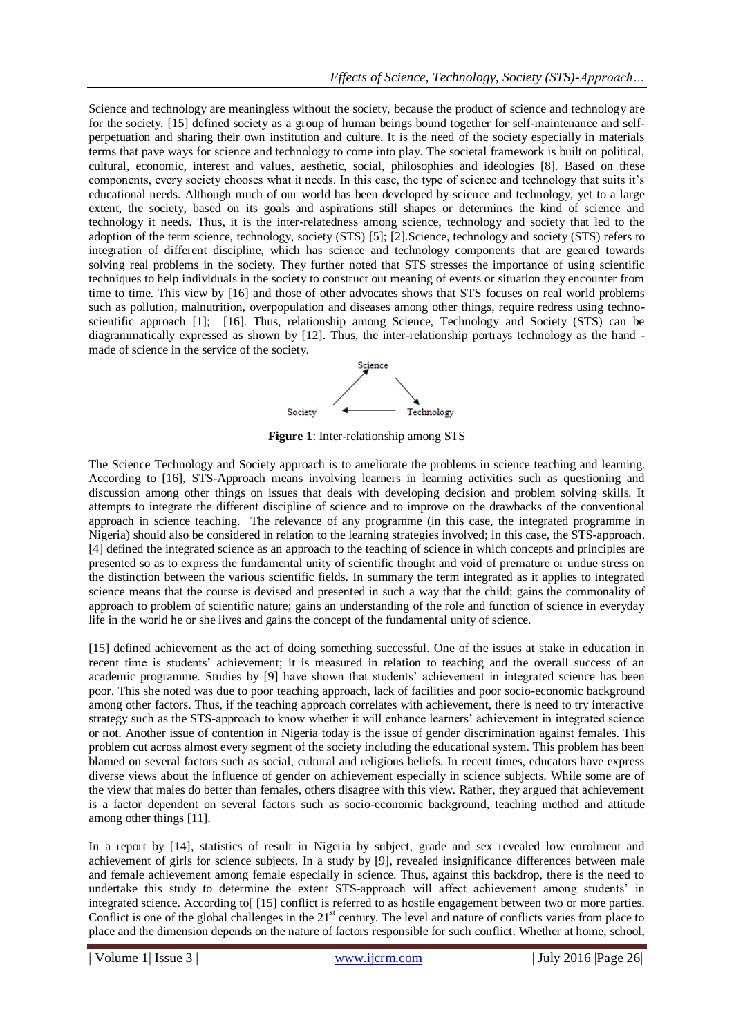Science and technology are meaningless without the society, because the product of science and technology are for the society. [15] defined society as a group of human beings bound together for self-maintenance and self-perpetuation and sharing their own institution and culture. It is the need of the society especially in materials terms that pave ways for science and technology to come into play. The societal framework is built on political, cultural, economic, interest and values, aesthetic, social, philosophies and ideologies [8]. Based on these components, every society chooses what it needs. In this case, the type of science and technology that suits it's educational needs. Although much of our world has been developed by science and technology, yet to a large extent, the society, based on its goals and aspirations still shapes or determines the kind of science and technology it needs. Thus, it is the inter-relatedness among science, technology and society that led to the adoption of the term science, technology, society (STS) [5]; [2].Science, technology and society (STS) refers to integration of different discipline, which has science and technology components that are geared towards solving real problems in the society. They further noted that STS stresses the importance of using scientific techniques to help individuals in the society to construct out meaning of events or situation they encounter from time to time. This view by [16] and those of other advocates shows that STS focuses on real world problems such as pollution, malnutrition, overpopulation and diseases among other things, require redress using techno-scientific approach [1]; [16]. Thus, relationship among Science, Technology and Society (STS) can be diagrammatically expressed as shown by [12]. Thus, the inter-relationship portrays technology as the hand - made of science in the service of the society.

Science

Society ← Technology

**Figure 1**: Inter-relationship among STS

The Science Technology and Society approach is to ameliorate the problems in science teaching and learning. According to [16], STS-Approach means involving learners in learning activities such as questioning and discussion among other things on issues that deals with developing decision and problem solving skills. It attempts to integrate the different discipline of science and to improve on the drawbacks of the conventional approach in science teaching. The relevance of any programme (in this case, the integrated programme in Nigeria) should also be considered in relation to the learning strategies involved; in this case, the STS-approach. [4] defined the integrated science as an approach to the teaching of science in which concepts and principles are presented so as to express the fundamental unity of scientific thought and void of premature or undue stress on the distinction between the various scientific fields. In summary the term integrated as it applies to integrated science means that the course is devised and presented in such a way that the child; gains the commonality of approach to problem of scientific nature; gains an understanding of the role and function of science in everyday life in the world he or she lives and gains the concept of the fundamental unity of science.

[15] defined achievement as the act of doing something successful. One of the issues at stake in education in recent time is students' achievement; it is measured in relation to teaching and the overall success of an academic programme. Studies by [9] have shown that students' achievement in integrated science has been poor. This she noted was due to poor teaching approach, lack of facilities and poor socio-economic background among other factors. Thus, if the teaching approach correlates with achievement, there is need to try interactive strategy such as the STS-approach to know whether it will enhance learners' achievement in integrated science or not. Another issue of contention in Nigeria today is the issue of gender discrimination against females. This problem cut across almost every segment of the society including the educational system. This problem has been blamed on several factors such as social, cultural and religious beliefs. In recent times, educators have express diverse views about the influence of gender on achievement especially in science subjects. While some are of the view that males do better than females, others disagree with this view. Rather, they argued that achievement is a factor dependent on several factors such as socio-economic background, teaching method and attitude among other things [11].

In a report by [14], statistics of result in Nigeria by subject, grade and sex revealed low enrolment and achievement of girls for science subjects. In a study by [9], revealed insignificance differences between male and female achievement among female especially in science. Thus, against this backdrop, there is the need to undertake this study to determine the extent STS-approach will affect achievement among students' in integrated science. According to[ [15] conflict is referred to as hostile engagement between two or more parties. Conflict is one of the global challenges in the 21st century. The level and nature of conflicts varies from place to place and the dimension depends on the nature of factors responsible for such conflict. Whether at home, school,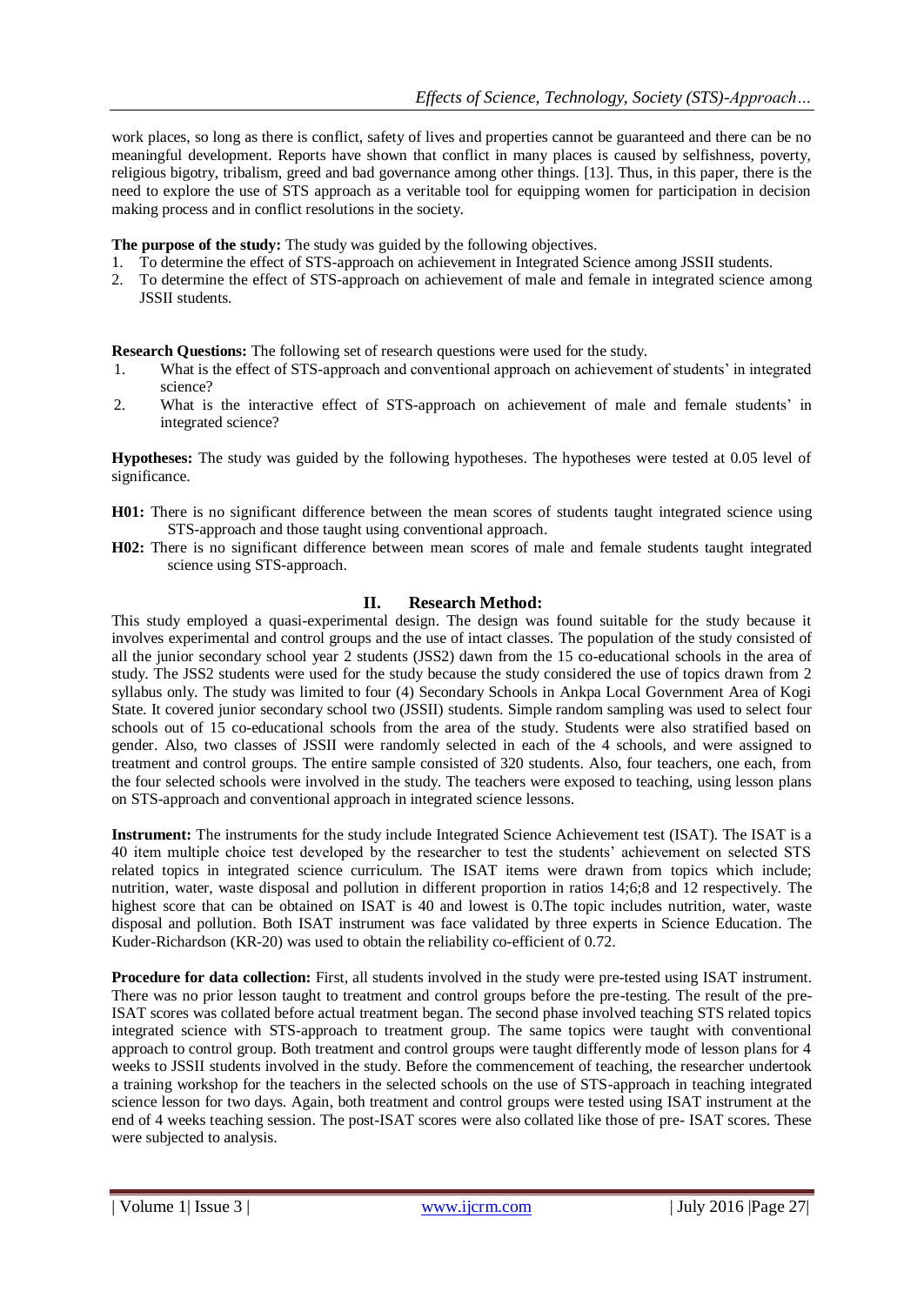work places, so long as there is conflict, safety of lives and properties cannot be guaranteed and there can be no meaningful development. Reports have shown that conflict in many places is caused by selfishness, poverty, religious bigotry, tribalism, greed and bad governance among other things. [13]. Thus, in this paper, there is the need to explore the use of STS approach as a veritable tool for equipping women for participation in decision making process and in conflict resolutions in the society.

**The purpose of the study:** The study was guided by the following objectives.

1. To determine the effect of STS-approach on achievement in Integrated Science among JSSII students.
2. To determine the effect of STS-approach on achievement of male and female in integrated science among JSSII students.

**Research Questions:** The following set of research questions were used for the study.

1. What is the effect of STS-approach and conventional approach on achievement of students' in integrated science?
2. What is the interactive effect of STS-approach on achievement of male and female students' in integrated science?

**Hypotheses:** The study was guided by the following hypotheses. The hypotheses were tested at 0.05 level of significance.

**H01:** There is no significant difference between the mean scores of students taught integrated science using STS-approach and those taught using conventional approach.

**H02:** There is no significant difference between mean scores of male and female students taught integrated science using STS-approach.

## II. Research Method:

This study employed a quasi-experimental design. The design was found suitable for the study because it involves experimental and control groups and the use of intact classes. The population of the study consisted of all the junior secondary school year 2 students (JSS2) dawn from the 15 co-educational schools in the area of study. The JSS2 students were used for the study because the study considered the use of topics drawn from 2 syllabus only. The study was limited to four (4) Secondary Schools in Ankpa Local Government Area of Kogi State. It covered junior secondary school two (JSSII) students. Simple random sampling was used to select four schools out of 15 co-educational schools from the area of the study. Students were also stratified based on gender. Also, two classes of JSSII were randomly selected in each of the 4 schools, and were assigned to treatment and control groups. The entire sample consisted of 320 students. Also, four teachers, one each, from the four selected schools were involved in the study. The teachers were exposed to teaching, using lesson plans on STS-approach and conventional approach in integrated science lessons.

**Instrument:** The instruments for the study include Integrated Science Achievement test (ISAT). The ISAT is a 40 item multiple choice test developed by the researcher to test the students' achievement on selected STS related topics in integrated science curriculum. The ISAT items were drawn from topics which include; nutrition, water, waste disposal and pollution in different proportion in ratios 14;6;8 and 12 respectively. The highest score that can be obtained on ISAT is 40 and lowest is 0.The topic includes nutrition, water, waste disposal and pollution. Both ISAT instrument was face validated by three experts in Science Education. The Kuder-Richardson (KR-20) was used to obtain the reliability co-efficient of 0.72.

**Procedure for data collection:** First, all students involved in the study were pre-tested using ISAT instrument. There was no prior lesson taught to treatment and control groups before the pre-testing. The result of the pre-ISAT scores was collated before actual treatment began. The second phase involved teaching STS related topics integrated science with STS-approach to treatment group. The same topics were taught with conventional approach to control group. Both treatment and control groups were taught differently mode of lesson plans for 4 weeks to JSSII students involved in the study. Before the commencement of teaching, the researcher undertook a training workshop for the teachers in the selected schools on the use of STS-approach in teaching integrated science lesson for two days. Again, both treatment and control groups were tested using ISAT instrument at the end of 4 weeks teaching session. The post-ISAT scores were also collated like those of pre- ISAT scores. These were subjected to analysis.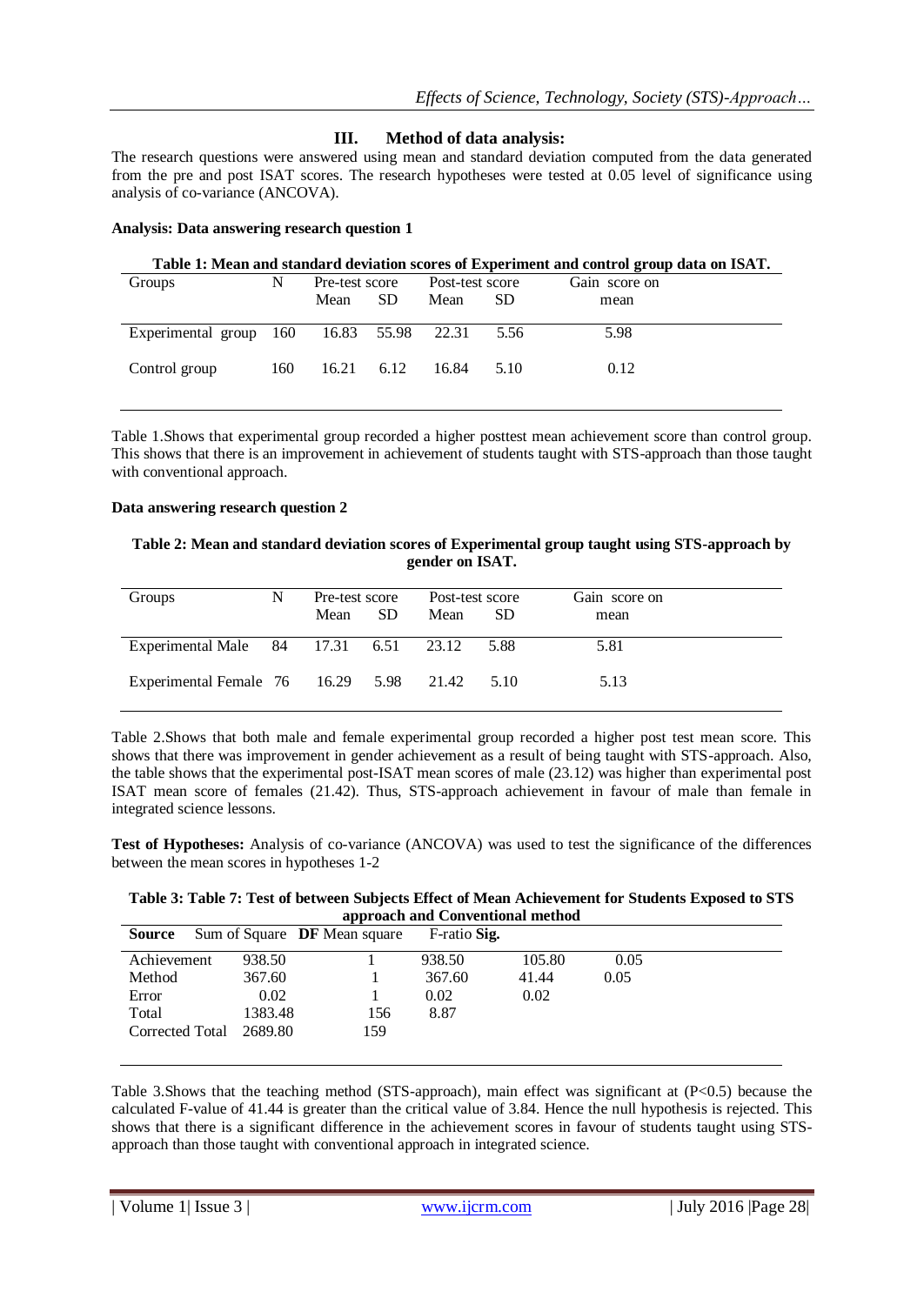## III. Method of data analysis:

The research questions were answered using mean and standard deviation computed from the data generated from the pre and post ISAT scores. The research hypotheses were tested at 0.05 level of significance using analysis of co-variance (ANCOVA).

**Analysis: Data answering research question 1**

**Table 1: Mean and standard deviation scores of Experiment and control group data on ISAT.**

| Groups | N | Pre-test score | | Post-test score | | Gain score on |
|---|---|---|---|---|---|---|
| | | Mean | SD | Mean | SD | mean |
| Experimental group | 160 | 16.83 | 55.98 | 22.31 | 5.56 | 5.98 |
| Control group | 160 | 16.21 | 6.12 | 16.84 | 5.10 | 0.12 |

Table 1.Shows that experimental group recorded a higher posttest mean achievement score than control group. This shows that there is an improvement in achievement of students taught with STS-approach than those taught with conventional approach.

**Data answering research question 2**

**Table 2: Mean and standard deviation scores of Experimental group taught using STS-approach by gender on ISAT.**

| Groups | N | Pre-test score | | Post-test score | | Gain score on |
|---|---|---|---|---|---|---|
| | | Mean | SD | Mean | SD | mean |
| Experimental Male | 84 | 17.31 | 6.51 | 23.12 | 5.88 | 5.81 |
| Experimental Female | 76 | 16.29 | 5.98 | 21.42 | 5.10 | 5.13 |

Table 2.Shows that both male and female experimental group recorded a higher post test mean score. This shows that there was improvement in gender achievement as a result of being taught with STS-approach. Also, the table shows that the experimental post-ISAT mean scores of male (23.12) was higher than experimental post ISAT mean score of females (21.42). Thus, STS-approach achievement in favour of male than female in integrated science lessons.

**Test of Hypotheses:** Analysis of co-variance (ANCOVA) was used to test the significance of the differences between the mean scores in hypotheses 1-2

**Table 3: Table 7: Test of between Subjects Effect of Mean Achievement for Students Exposed to STS approach and Conventional method**

| **Source** | Sum of Square | **DF** | Mean square | F-ratio | **Sig.** |
|---|---|---|---|---|---|
| Achievement | 938.50 | 1 | 938.50 | 105.80 | 0.05 |
| Method | 367.60 | 1 | 367.60 | 41.44 | 0.05 |
| Error | 0.02 | 1 | 0.02 | 0.02 | |
| Total | 1383.48 | 156 | 8.87 | | |
| Corrected Total | 2689.80 | 159 | | | |

Table 3.Shows that the teaching method (STS-approach), main effect was significant at ($P<0.5$) because the calculated F-value of 41.44 is greater than the critical value of 3.84. Hence the null hypothesis is rejected. This shows that there is a significant difference in the achievement scores in favour of students taught using STS-approach than those taught with conventional approach in integrated science.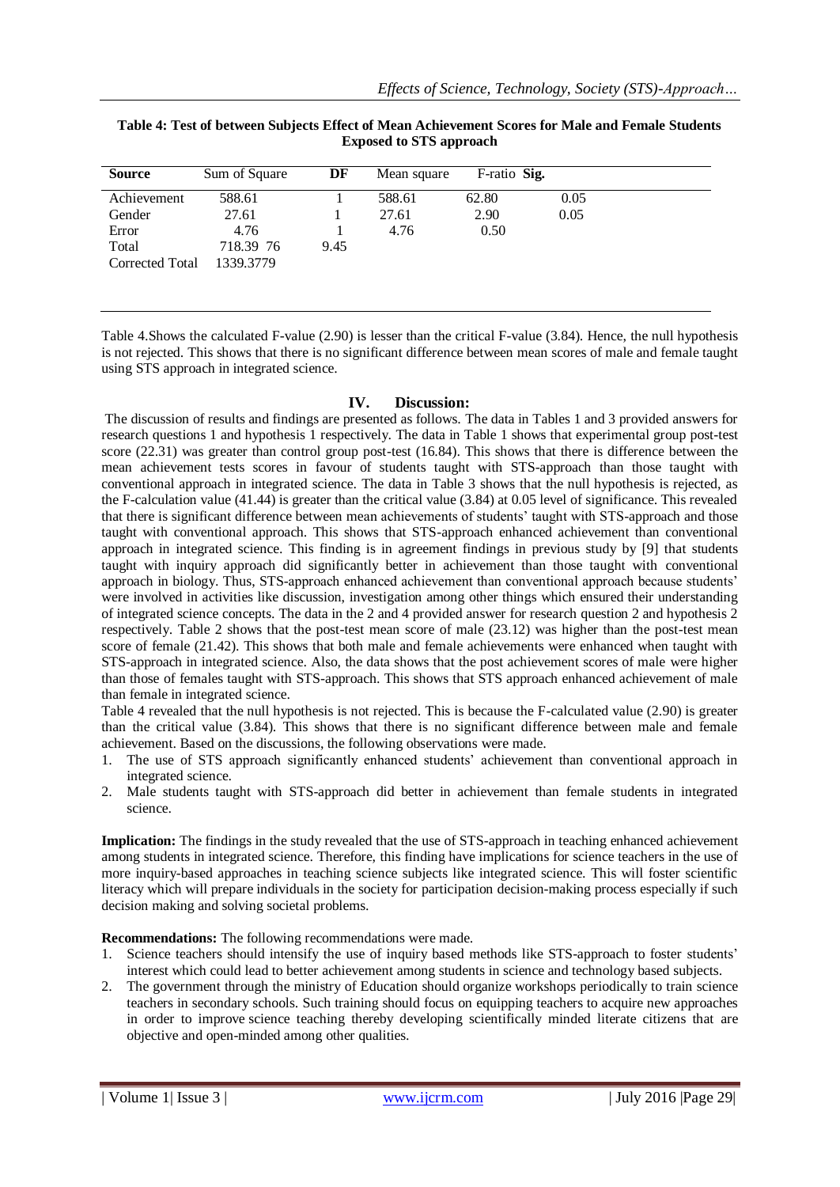**Table 4: Test of between Subjects Effect of Mean Achievement Scores for Male and Female Students Exposed to STS approach**

| Source | Sum of Square | DF | Mean square | F-ratio | Sig. |
|---|---|---|---|---|---|
| Achievement | 588.61 | 1 | 588.61 | 62.80 | 0.05 |
| Gender | 27.61 | 1 | 27.61 | 2.90 | 0.05 |
| Error | 4.76 | 1 | 4.76 | 0.50 | |
| Total | 718.39 76 | 9.45 | | | |
| Corrected Total | 1339.3779 | | | | |

Table 4.Shows the calculated F-value (2.90) is lesser than the critical F-value (3.84). Hence, the null hypothesis is not rejected. This shows that there is no significant difference between mean scores of male and female taught using STS approach in integrated science.

## IV. Discussion:

The discussion of results and findings are presented as follows. The data in Tables 1 and 3 provided answers for research questions 1 and hypothesis 1 respectively. The data in Table 1 shows that experimental group post-test score (22.31) was greater than control group post-test (16.84). This shows that there is difference between the mean achievement tests scores in favour of students taught with STS-approach than those taught with conventional approach in integrated science. The data in Table 3 shows that the null hypothesis is rejected, as the F-calculation value (41.44) is greater than the critical value (3.84) at 0.05 level of significance. This revealed that there is significant difference between mean achievements of students' taught with STS-approach and those taught with conventional approach. This shows that STS-approach enhanced achievement than conventional approach in integrated science. This finding is in agreement findings in previous study by [9] that students taught with inquiry approach did significantly better in achievement than those taught with conventional approach in biology. Thus, STS-approach enhanced achievement than conventional approach because students' were involved in activities like discussion, investigation among other things which ensured their understanding of integrated science concepts. The data in the 2 and 4 provided answer for research question 2 and hypothesis 2 respectively. Table 2 shows that the post-test mean score of male (23.12) was higher than the post-test mean score of female (21.42). This shows that both male and female achievements were enhanced when taught with STS-approach in integrated science. Also, the data shows that the post achievement scores of male were higher than those of females taught with STS-approach. This shows that STS approach enhanced achievement of male than female in integrated science.

Table 4 revealed that the null hypothesis is not rejected. This is because the F-calculated value (2.90) is greater than the critical value (3.84). This shows that there is no significant difference between male and female achievement. Based on the discussions, the following observations were made.

1. The use of STS approach significantly enhanced students' achievement than conventional approach in integrated science.
2. Male students taught with STS-approach did better in achievement than female students in integrated science.

**Implication:** The findings in the study revealed that the use of STS-approach in teaching enhanced achievement among students in integrated science. Therefore, this finding have implications for science teachers in the use of more inquiry-based approaches in teaching science subjects like integrated science. This will foster scientific literacy which will prepare individuals in the society for participation decision-making process especially if such decision making and solving societal problems.

**Recommendations:** The following recommendations were made.

1. Science teachers should intensify the use of inquiry based methods like STS-approach to foster students' interest which could lead to better achievement among students in science and technology based subjects.
2. The government through the ministry of Education should organize workshops periodically to train science teachers in secondary schools. Such training should focus on equipping teachers to acquire new approaches in order to improve science teaching thereby developing scientifically minded literate citizens that are objective and open-minded among other qualities.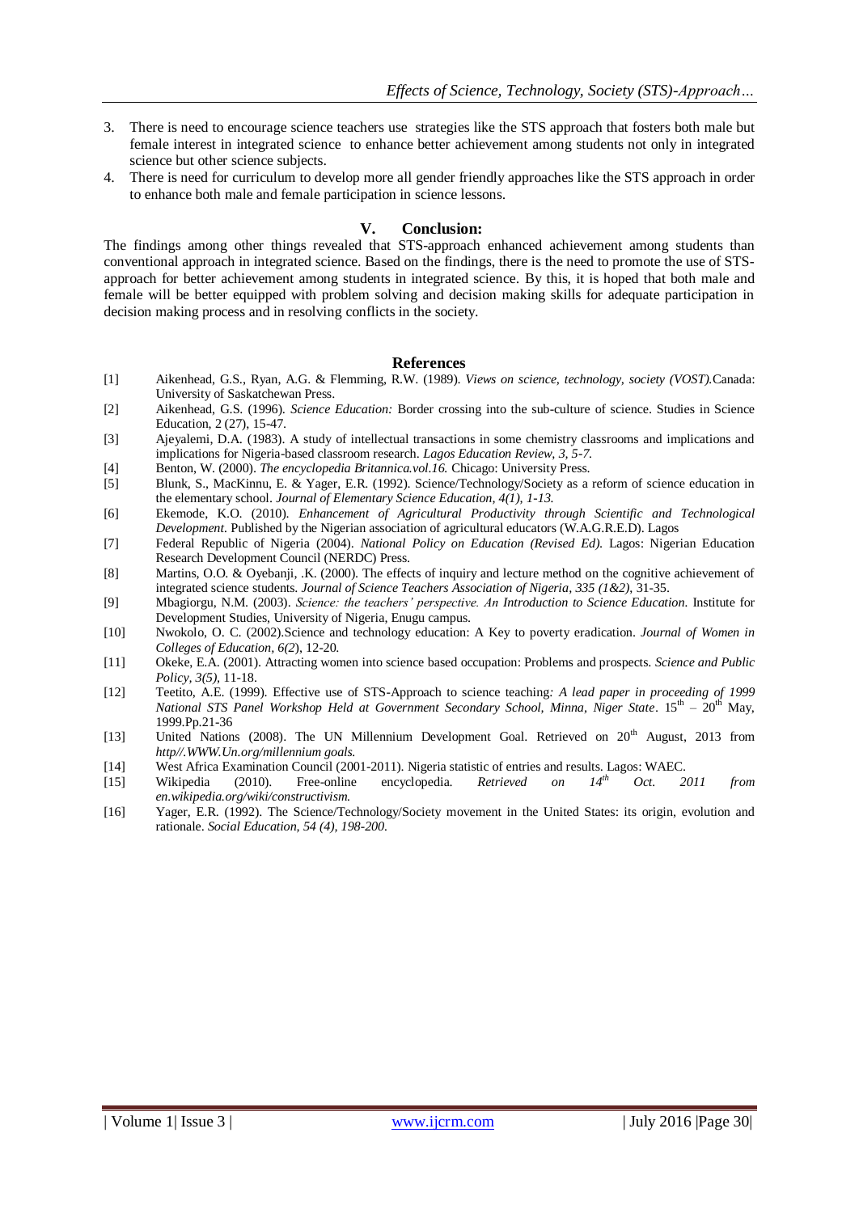3. There is need to encourage science teachers use strategies like the STS approach that fosters both male but female interest in integrated science to enhance better achievement among students not only in integrated science but other science subjects.
4. There is need for curriculum to develop more all gender friendly approaches like the STS approach in order to enhance both male and female participation in science lessons.

## V. Conclusion:

The findings among other things revealed that STS-approach enhanced achievement among students than conventional approach in integrated science. Based on the findings, there is the need to promote the use of STS-approach for better achievement among students in integrated science. By this, it is hoped that both male and female will be better equipped with problem solving and decision making skills for adequate participation in decision making process and in resolving conflicts in the society.

## References

[1] Aikenhead, G.S., Ryan, A.G. & Flemming, R.W. (1989). *Views on science, technology, society (VOST).*Canada: University of Saskatchewan Press.

[2] Aikenhead, G.S. (1996). *Science Education:* Border crossing into the sub-culture of science. Studies in Science Education, 2 (27), 15-47.

[3] Ajeyalemi, D.A. (1983). A study of intellectual transactions in some chemistry classrooms and implications and implications for Nigeria-based classroom research. *Lagos Education Review, 3, 5-7.*

[4] Benton, W. (2000). *The encyclopedia Britannica.vol.16.* Chicago: University Press.

[5] Blunk, S., MacKinnu, E. & Yager, E.R. (1992). Science/Technology/Society as a reform of science education in the elementary school. *Journal of Elementary Science Education, 4(1), 1-13.*

[6] Ekemode, K.O. (2010). *Enhancement of Agricultural Productivity through Scientific and Technological Development*. Published by the Nigerian association of agricultural educators (W.A.G.R.E.D). Lagos

[7] Federal Republic of Nigeria (2004). *National Policy on Education (Revised Ed).* Lagos: Nigerian Education Research Development Council (NERDC) Press.

[8] Martins, O.O. & Oyebanji, .K. (2000). The effects of inquiry and lecture method on the cognitive achievement of integrated science students. *Journal of Science Teachers Association of Nigeria, 335 (1&2)*, 31-35.

[9] Mbagiorgu, N.M. (2003). *Science: the teachers' perspective. An Introduction to Science Education.* Institute for Development Studies, University of Nigeria, Enugu campus.

[10] Nwokolo, O. C. (2002).Science and technology education: A Key to poverty eradication. *Journal of Women in Colleges of Education, 6(2)*, 12-20.

[11] Okeke, E.A. (2001). Attracting women into science based occupation: Problems and prospects. *Science and Public Policy, 3(5),* 11-18.

[12] Teetito, A.E. (1999). Effective use of STS-Approach to science teaching*: A lead paper in proceeding of 1999 National STS Panel Workshop Held at Government Secondary School, Minna, Niger State*. 15th – 20th May, 1999.Pp.21-36

[13] United Nations (2008). The UN Millennium Development Goal. Retrieved on 20th August, 2013 from *http//.WWW.Un.org/millennium goals.*

[14] West Africa Examination Council (2001-2011). Nigeria statistic of entries and results. Lagos: WAEC.

[15] Wikipedia (2010). Free-online encyclopedia. *Retrieved on 14th Oct. 2011 from en.wikipedia.org/wiki/constructivism.*

[16] Yager, E.R. (1992). The Science/Technology/Society movement in the United States: its origin, evolution and rationale. *Social Education, 54 (4), 198-200.*